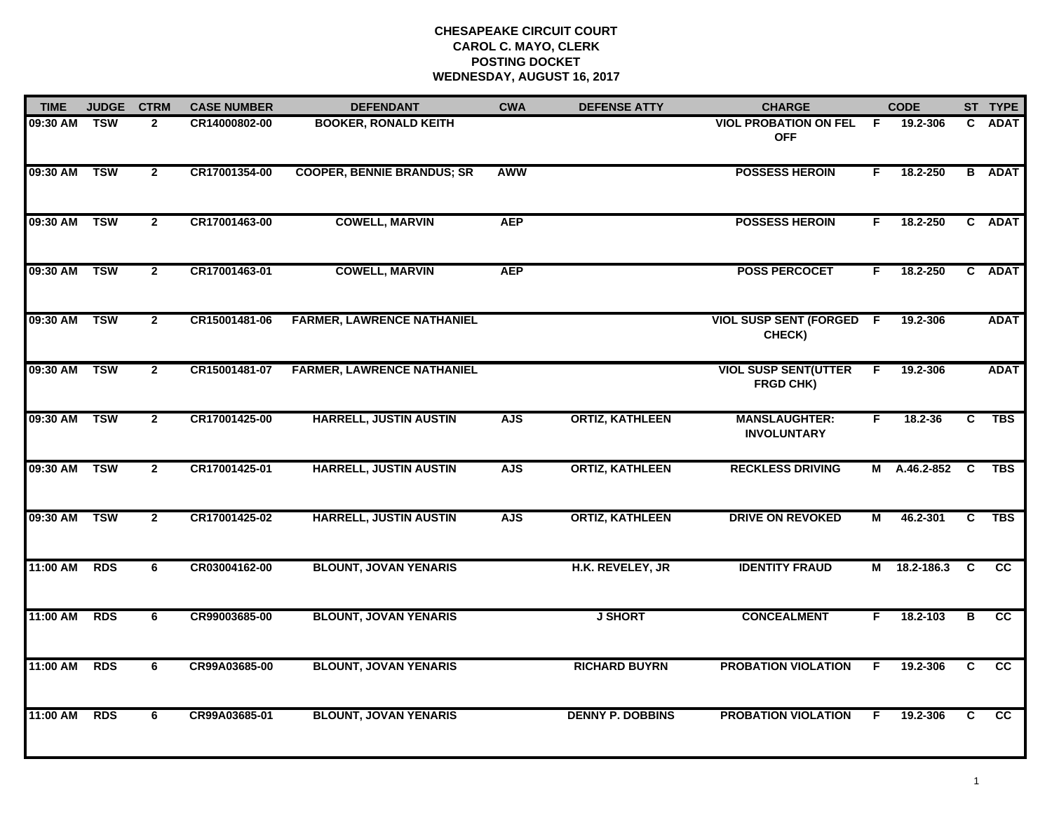**CHESAPEAKE CIRCUIT COURT**
**CAROL C. MAYO, CLERK**
**POSTING DOCKET**
**WEDNESDAY, AUGUST 16, 2017**

| TIME | JUDGE | CTRM | CASE NUMBER | DEFENDANT | CWA | DEFENSE ATTY | CHARGE | | CODE | ST | TYPE |
|---|---|---|---|---|---|---|---|---|---|---|---|
| 09:30 AM | TSW | 2 | CR14000802-00 | BOOKER, RONALD KEITH | | | VIOL PROBATION ON FEL OFF | F | 19.2-306 | C | ADAT |
| 09:30 AM | TSW | 2 | CR17001354-00 | COOPER, BENNIE BRANDUS; SR | AWW | | POSSESS HEROIN | F | 18.2-250 | B | ADAT |
| 09:30 AM | TSW | 2 | CR17001463-00 | COWELL, MARVIN | AEP | | POSSESS HEROIN | F | 18.2-250 | C | ADAT |
| 09:30 AM | TSW | 2 | CR17001463-01 | COWELL, MARVIN | AEP | | POSS PERCOCET | F | 18.2-250 | C | ADAT |
| 09:30 AM | TSW | 2 | CR15001481-06 | FARMER, LAWRENCE NATHANIEL | | | VIOL SUSP SENT (FORGED CHECK) | F | 19.2-306 | | ADAT |
| 09:30 AM | TSW | 2 | CR15001481-07 | FARMER, LAWRENCE NATHANIEL | | | VIOL SUSP SENT(UTTER FRGD CHK) | F | 19.2-306 | | ADAT |
| 09:30 AM | TSW | 2 | CR17001425-00 | HARRELL, JUSTIN AUSTIN | AJS | ORTIZ, KATHLEEN | MANSLAUGHTER: INVOLUNTARY | F | 18.2-36 | C | TBS |
| 09:30 AM | TSW | 2 | CR17001425-01 | HARRELL, JUSTIN AUSTIN | AJS | ORTIZ, KATHLEEN | RECKLESS DRIVING | M | A.46.2-852 | C | TBS |
| 09:30 AM | TSW | 2 | CR17001425-02 | HARRELL, JUSTIN AUSTIN | AJS | ORTIZ, KATHLEEN | DRIVE ON REVOKED | M | 46.2-301 | C | TBS |
| 11:00 AM | RDS | 6 | CR03004162-00 | BLOUNT, JOVAN YENARIS | | H.K. REVELEY, JR | IDENTITY FRAUD | M | 18.2-186.3 | C | CC |
| 11:00 AM | RDS | 6 | CR99003685-00 | BLOUNT, JOVAN YENARIS | | J SHORT | CONCEALMENT | F | 18.2-103 | B | CC |
| 11:00 AM | RDS | 6 | CR99A03685-00 | BLOUNT, JOVAN YENARIS | | RICHARD BUYRN | PROBATION VIOLATION | F | 19.2-306 | C | CC |
| 11:00 AM | RDS | 6 | CR99A03685-01 | BLOUNT, JOVAN YENARIS | | DENNY P. DOBBINS | PROBATION VIOLATION | F | 19.2-306 | C | CC |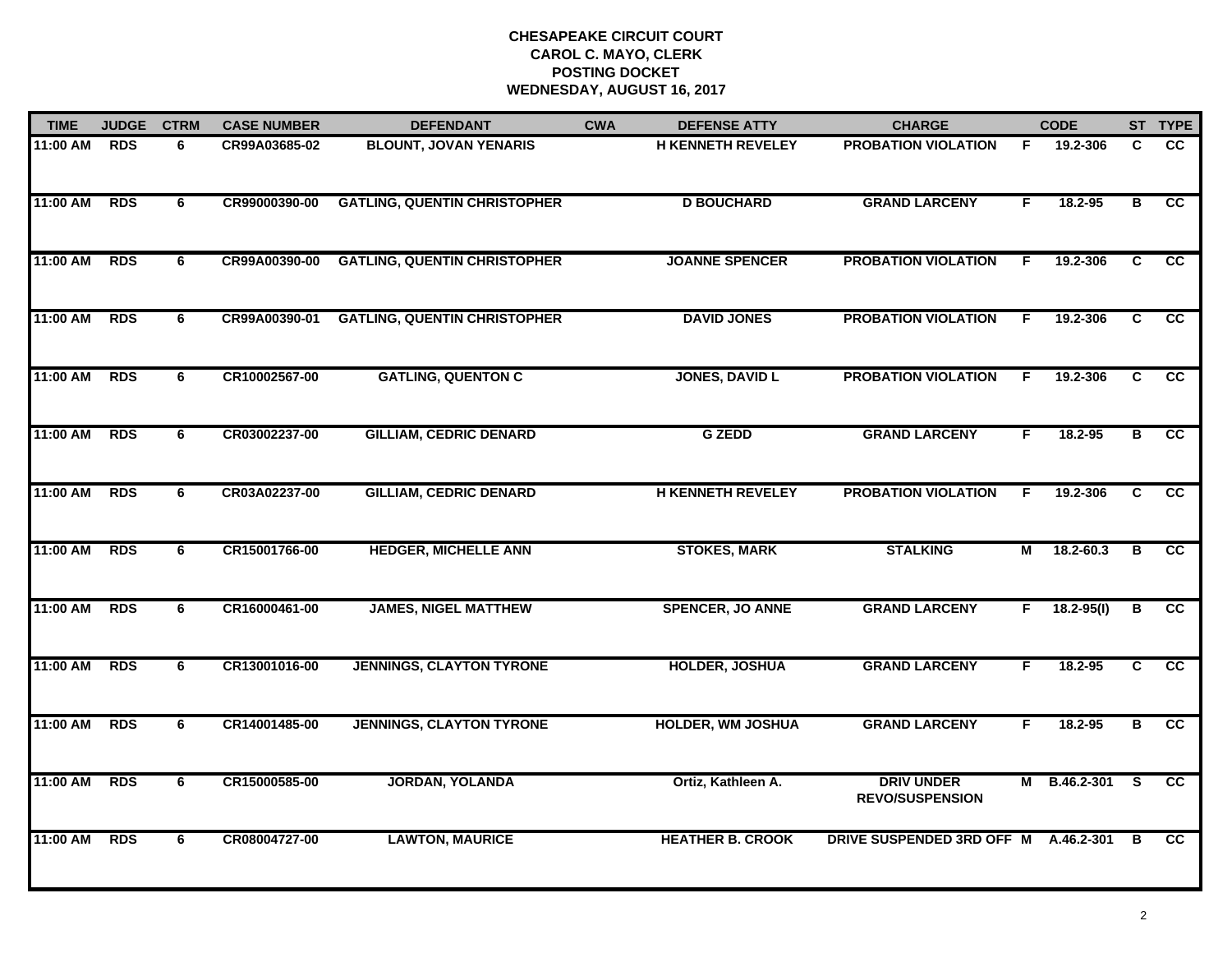**CHESAPEAKE CIRCUIT COURT**
**CAROL C. MAYO, CLERK**
**POSTING DOCKET**
**WEDNESDAY, AUGUST 16, 2017**

| TIME | JUDGE | CTRM | CASE NUMBER | DEFENDANT | CWA | DEFENSE ATTY | CHARGE | | CODE | ST | TYPE |
|---|---|---|---|---|---|---|---|---|---|---|---|
| 11:00 AM | RDS | 6 | CR99A03685-02 | BLOUNT, JOVAN YENARIS | | H KENNETH REVELEY | PROBATION VIOLATION | F | 19.2-306 | C | CC |
| 11:00 AM | RDS | 6 | CR99000390-00 | GATLING, QUENTIN CHRISTOPHER | | D BOUCHARD | GRAND LARCENY | F | 18.2-95 | B | CC |
| 11:00 AM | RDS | 6 | CR99A00390-00 | GATLING, QUENTIN CHRISTOPHER | | JOANNE SPENCER | PROBATION VIOLATION | F | 19.2-306 | C | CC |
| 11:00 AM | RDS | 6 | CR99A00390-01 | GATLING, QUENTIN CHRISTOPHER | | DAVID JONES | PROBATION VIOLATION | F | 19.2-306 | C | CC |
| 11:00 AM | RDS | 6 | CR10002567-00 | GATLING, QUENTON C | | JONES, DAVID L | PROBATION VIOLATION | F | 19.2-306 | C | CC |
| 11:00 AM | RDS | 6 | CR03002237-00 | GILLIAM, CEDRIC DENARD | | G ZEDD | GRAND LARCENY | F | 18.2-95 | B | CC |
| 11:00 AM | RDS | 6 | CR03A02237-00 | GILLIAM, CEDRIC DENARD | | H KENNETH REVELEY | PROBATION VIOLATION | F | 19.2-306 | C | CC |
| 11:00 AM | RDS | 6 | CR15001766-00 | HEDGER, MICHELLE ANN | | STOKES, MARK | STALKING | M | 18.2-60.3 | B | CC |
| 11:00 AM | RDS | 6 | CR16000461-00 | JAMES, NIGEL MATTHEW | | SPENCER, JO ANNE | GRAND LARCENY | F | 18.2-95(I) | B | CC |
| 11:00 AM | RDS | 6 | CR13001016-00 | JENNINGS, CLAYTON TYRONE | | HOLDER, JOSHUA | GRAND LARCENY | F | 18.2-95 | C | CC |
| 11:00 AM | RDS | 6 | CR14001485-00 | JENNINGS, CLAYTON TYRONE | | HOLDER, WM JOSHUA | GRAND LARCENY | F | 18.2-95 | B | CC |
| 11:00 AM | RDS | 6 | CR15000585-00 | JORDAN, YOLANDA | | Ortiz, Kathleen A. | DRIV UNDER REVO/SUSPENSION | M | B.46.2-301 | S | CC |
| 11:00 AM | RDS | 6 | CR08004727-00 | LAWTON, MAURICE | | HEATHER B. CROOK | DRIVE SUSPENDED 3RD OFF | M | A.46.2-301 | B | CC |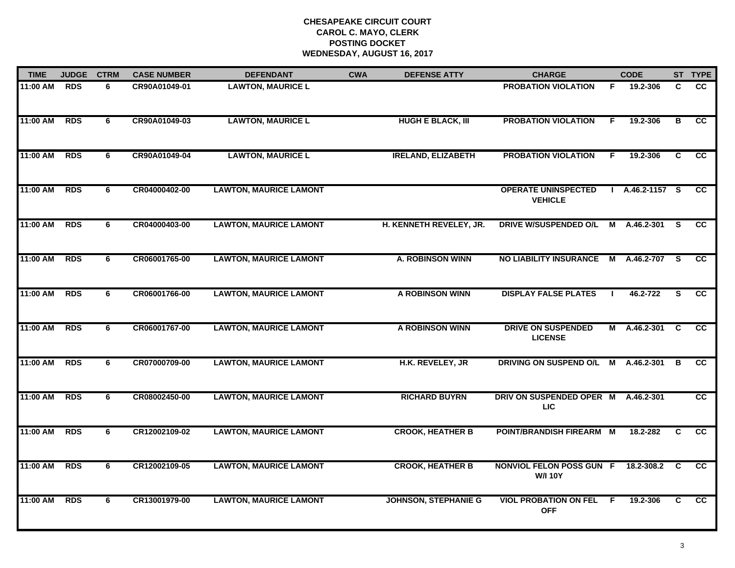**CHESAPEAKE CIRCUIT COURT**
**CAROL C. MAYO, CLERK**
**POSTING DOCKET**
**WEDNESDAY, AUGUST 16, 2017**

| TIME | JUDGE | CTRM | CASE NUMBER | DEFENDANT | CWA | DEFENSE ATTY | CHARGE | | CODE | ST | TYPE |
|---|---|---|---|---|---|---|---|---|---|---|---|
| 11:00 AM | RDS | 6 | CR90A01049-01 | LAWTON, MAURICE L | | | PROBATION VIOLATION | F | 19.2-306 | C | CC |
| 11:00 AM | RDS | 6 | CR90A01049-03 | LAWTON, MAURICE L | | HUGH E BLACK, III | PROBATION VIOLATION | F | 19.2-306 | B | CC |
| 11:00 AM | RDS | 6 | CR90A01049-04 | LAWTON, MAURICE L | | IRELAND, ELIZABETH | PROBATION VIOLATION | F | 19.2-306 | C | CC |
| 11:00 AM | RDS | 6 | CR04000402-00 | LAWTON, MAURICE LAMONT | | | OPERATE UNINSPECTED VEHICLE | I | A.46.2-1157 | S | CC |
| 11:00 AM | RDS | 6 | CR04000403-00 | LAWTON, MAURICE LAMONT | | H. KENNETH REVELEY, JR. | DRIVE W/SUSPENDED O/L | M | A.46.2-301 | S | CC |
| 11:00 AM | RDS | 6 | CR06001765-00 | LAWTON, MAURICE LAMONT | | A. ROBINSON WINN | NO LIABILITY INSURANCE | M | A.46.2-707 | S | CC |
| 11:00 AM | RDS | 6 | CR06001766-00 | LAWTON, MAURICE LAMONT | | A ROBINSON WINN | DISPLAY FALSE PLATES | I | 46.2-722 | S | CC |
| 11:00 AM | RDS | 6 | CR06001767-00 | LAWTON, MAURICE LAMONT | | A ROBINSON WINN | DRIVE ON SUSPENDED LICENSE | M | A.46.2-301 | C | CC |
| 11:00 AM | RDS | 6 | CR07000709-00 | LAWTON, MAURICE LAMONT | | H.K. REVELEY, JR | DRIVING ON SUSPEND O/L | M | A.46.2-301 | B | CC |
| 11:00 AM | RDS | 6 | CR08002450-00 | LAWTON, MAURICE LAMONT | | RICHARD BUYRN | DRIV ON SUSPENDED OPER LIC | M | A.46.2-301 | | CC |
| 11:00 AM | RDS | 6 | CR12002109-02 | LAWTON, MAURICE LAMONT | | CROOK, HEATHER B | POINT/BRANDISH FIREARM | M | 18.2-282 | C | CC |
| 11:00 AM | RDS | 6 | CR12002109-05 | LAWTON, MAURICE LAMONT | | CROOK, HEATHER B | NONVIOL FELON POSS GUN W/I 10Y | F | 18.2-308.2 | C | CC |
| 11:00 AM | RDS | 6 | CR13001979-00 | LAWTON, MAURICE LAMONT | | JOHNSON, STEPHANIE G | VIOL PROBATION ON FEL OFF | F | 19.2-306 | C | CC |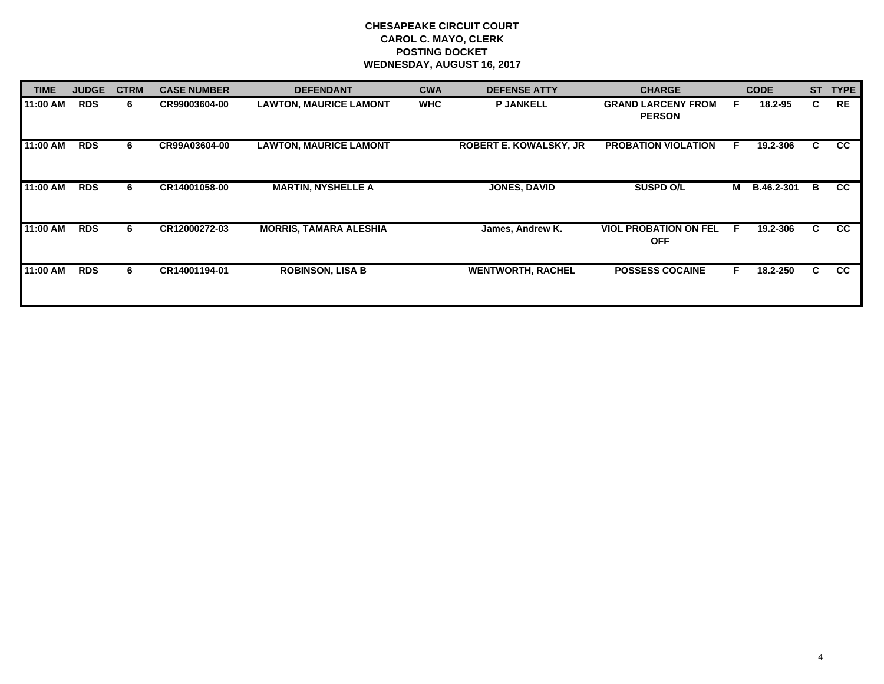**CHESAPEAKE CIRCUIT COURT**
**CAROL C. MAYO, CLERK**
**POSTING DOCKET**
**WEDNESDAY, AUGUST 16, 2017**

| TIME | JUDGE | CTRM | CASE NUMBER | DEFENDANT | CWA | DEFENSE ATTY | CHARGE | | CODE | ST | TYPE |
|---|---|---|---|---|---|---|---|---|---|---|---|
| 11:00 AM | RDS | 6 | CR99003604-00 | LAWTON, MAURICE LAMONT | WHC | P JANKELL | GRAND LARCENY FROM PERSON | F | 18.2-95 | C | RE |
| 11:00 AM | RDS | 6 | CR99A03604-00 | LAWTON, MAURICE LAMONT | | ROBERT E. KOWALSKY, JR | PROBATION VIOLATION | F | 19.2-306 | C | CC |
| 11:00 AM | RDS | 6 | CR14001058-00 | MARTIN, NYSHELLE A | | JONES, DAVID | SUSPD O/L | M | B.46.2-301 | B | CC |
| 11:00 AM | RDS | 6 | CR12000272-03 | MORRIS, TAMARA ALESHIA | | James, Andrew K. | VIOL PROBATION ON FEL OFF | F | 19.2-306 | C | CC |
| 11:00 AM | RDS | 6 | CR14001194-01 | ROBINSON, LISA B | | WENTWORTH, RACHEL | POSSESS COCAINE | F | 18.2-250 | C | CC |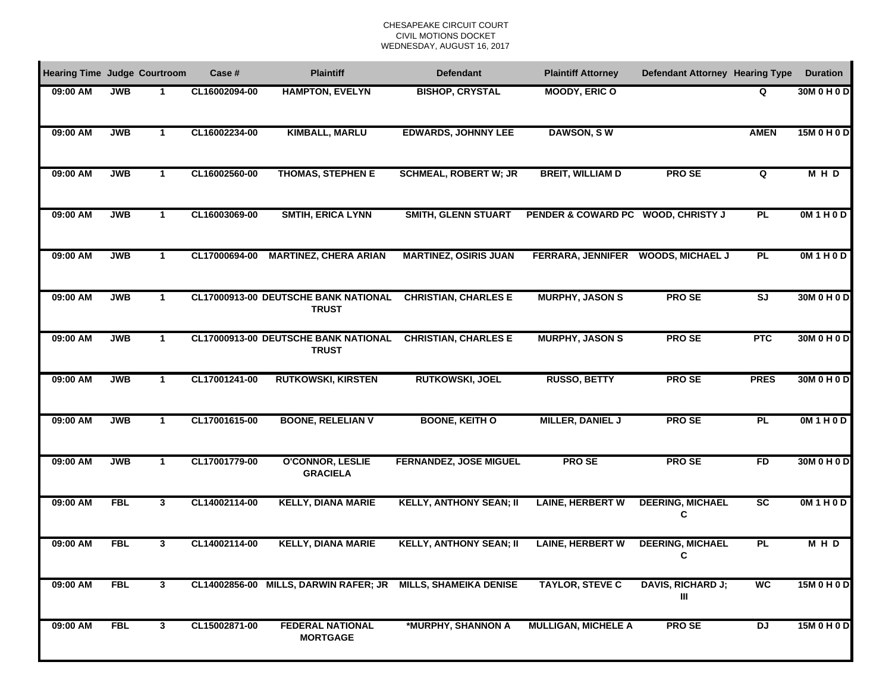CHESAPEAKE CIRCUIT COURT
CIVIL MOTIONS DOCKET
WEDNESDAY, AUGUST 16, 2017

| Hearing Time | Judge | Courtroom | Case # | Plaintiff | Defendant | Plaintiff Attorney | Defendant Attorney | Hearing Type | Duration |
|---|---|---|---|---|---|---|---|---|---|
| 09:00 AM | JWB | 1 | CL16002094-00 | HAMPTON, EVELYN | BISHOP, CRYSTAL | MOODY, ERIC O | | Q | 30M 0 H 0 D |
| 09:00 AM | JWB | 1 | CL16002234-00 | KIMBALL, MARLU | EDWARDS, JOHNNY LEE | DAWSON, S W | | AMEN | 15M 0 H 0 D |
| 09:00 AM | JWB | 1 | CL16002560-00 | THOMAS, STEPHEN E | SCHMEAL, ROBERT W; JR | BREIT, WILLIAM D | PRO SE | Q | M H D |
| 09:00 AM | JWB | 1 | CL16003069-00 | SMTIH, ERICA LYNN | SMITH, GLENN STUART | PENDER & COWARD PC | WOOD, CHRISTY J | PL | 0M 1 H 0 D |
| 09:00 AM | JWB | 1 | CL17000694-00 | MARTINEZ, CHERA ARIAN | MARTINEZ, OSIRIS JUAN | FERRARA, JENNIFER | WOODS, MICHAEL J | PL | 0M 1 H 0 D |
| 09:00 AM | JWB | 1 | CL17000913-00 | DEUTSCHE BANK NATIONAL TRUST | CHRISTIAN, CHARLES E | MURPHY, JASON S | PRO SE | SJ | 30M 0 H 0 D |
| 09:00 AM | JWB | 1 | CL17000913-00 | DEUTSCHE BANK NATIONAL TRUST | CHRISTIAN, CHARLES E | MURPHY, JASON S | PRO SE | PTC | 30M 0 H 0 D |
| 09:00 AM | JWB | 1 | CL17001241-00 | RUTKOWSKI, KIRSTEN | RUTKOWSKI, JOEL | RUSSO, BETTY | PRO SE | PRES | 30M 0 H 0 D |
| 09:00 AM | JWB | 1 | CL17001615-00 | BOONE, RELELIAN V | BOONE, KEITH O | MILLER, DANIEL J | PRO SE | PL | 0M 1 H 0 D |
| 09:00 AM | JWB | 1 | CL17001779-00 | O'CONNOR, LESLIE GRACIELA | FERNANDEZ, JOSE MIGUEL | PRO SE | PRO SE | FD | 30M 0 H 0 D |
| 09:00 AM | FBL | 3 | CL14002114-00 | KELLY, DIANA MARIE | KELLY, ANTHONY SEAN; II | LAINE, HERBERT W | DEERING, MICHAEL C | SC | 0M 1 H 0 D |
| 09:00 AM | FBL | 3 | CL14002114-00 | KELLY, DIANA MARIE | KELLY, ANTHONY SEAN; II | LAINE, HERBERT W | DEERING, MICHAEL C | PL | M H D |
| 09:00 AM | FBL | 3 | CL14002856-00 | MILLS, DARWIN RAFER; JR | MILLS, SHAMEIKA DENISE | TAYLOR, STEVE C | DAVIS, RICHARD J; III | WC | 15M 0 H 0 D |
| 09:00 AM | FBL | 3 | CL15002871-00 | FEDERAL NATIONAL MORTGAGE | *MURPHY, SHANNON A | MULLIGAN, MICHELE A | PRO SE | DJ | 15M 0 H 0 D |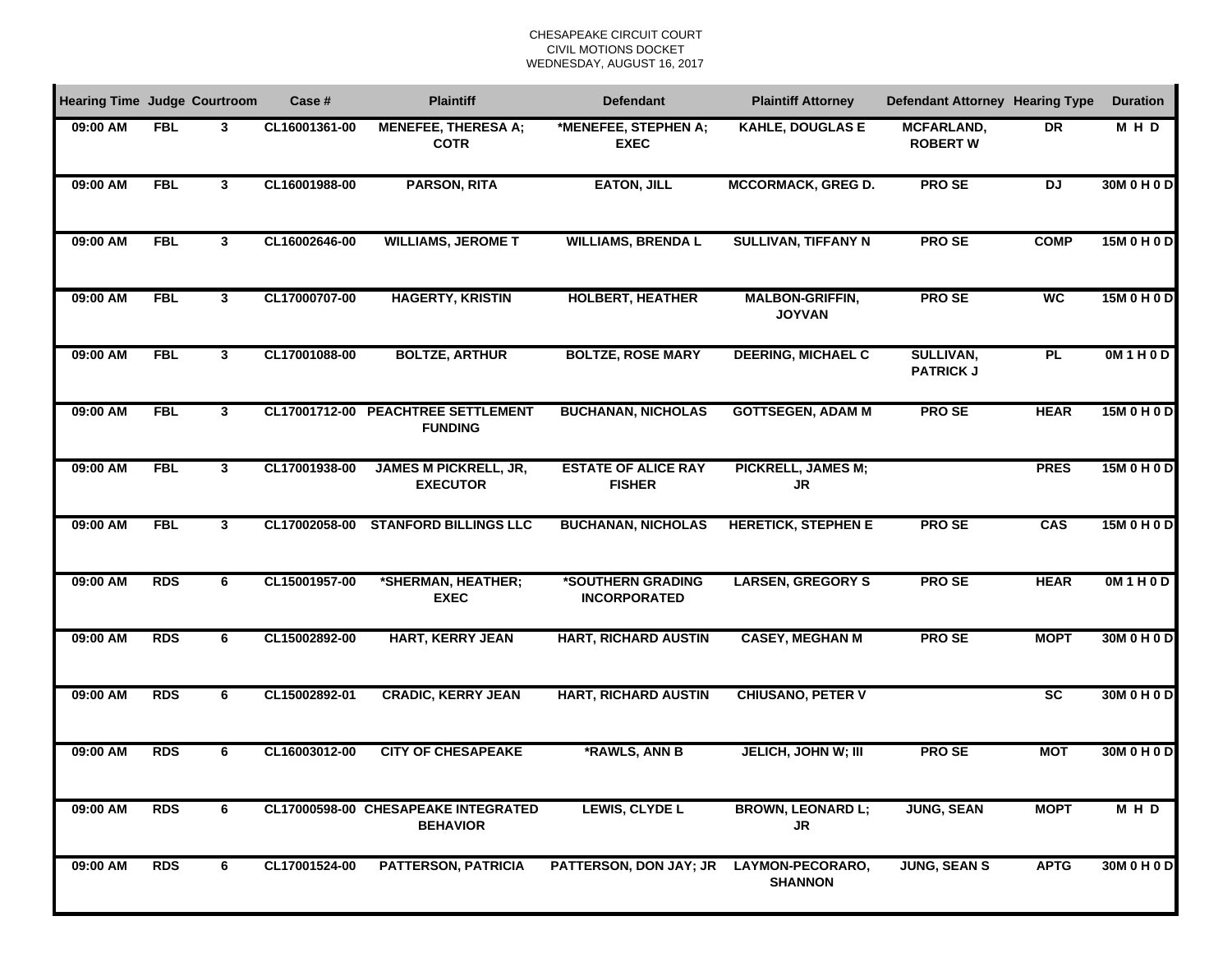CHESAPEAKE CIRCUIT COURT
CIVIL MOTIONS DOCKET
WEDNESDAY, AUGUST 16, 2017

| Hearing Time | Judge | Courtroom | Case # | Plaintiff | Defendant | Plaintiff Attorney | Defendant Attorney | Hearing Type | Duration |
|---|---|---|---|---|---|---|---|---|---|
| 09:00 AM | FBL | 3 | CL16001361-00 | MENEFEE, THERESA A; COTR | *MENEFEE, STEPHEN A; EXEC | KAHLE, DOUGLAS E | MCFARLAND, ROBERT W | DR | M H D |
| 09:00 AM | FBL | 3 | CL16001988-00 | PARSON, RITA | EATON, JILL | MCCORMACK, GREG D. | PRO SE | DJ | 30M 0 H 0 D |
| 09:00 AM | FBL | 3 | CL16002646-00 | WILLIAMS, JEROME T | WILLIAMS, BRENDA L | SULLIVAN, TIFFANY N | PRO SE | COMP | 15M 0 H 0 D |
| 09:00 AM | FBL | 3 | CL17000707-00 | HAGERTY, KRISTIN | HOLBERT, HEATHER | MALBON-GRIFFIN, JOYVAN | PRO SE | WC | 15M 0 H 0 D |
| 09:00 AM | FBL | 3 | CL17001088-00 | BOLTZE, ARTHUR | BOLTZE, ROSE MARY | DEERING, MICHAEL C | SULLIVAN, PATRICK J | PL | 0M 1 H 0 D |
| 09:00 AM | FBL | 3 | CL17001712-00 | PEACHTREE SETTLEMENT FUNDING | BUCHANAN, NICHOLAS | GOTTSEGEN, ADAM M | PRO SE | HEAR | 15M 0 H 0 D |
| 09:00 AM | FBL | 3 | CL17001938-00 | JAMES M PICKRELL, JR, EXECUTOR | ESTATE OF ALICE RAY FISHER | PICKRELL, JAMES M; JR | | PRES | 15M 0 H 0 D |
| 09:00 AM | FBL | 3 | CL17002058-00 | STANFORD BILLINGS LLC | BUCHANAN, NICHOLAS | HERETICK, STEPHEN E | PRO SE | CAS | 15M 0 H 0 D |
| 09:00 AM | RDS | 6 | CL15001957-00 | *SHERMAN, HEATHER; EXEC | *SOUTHERN GRADING INCORPORATED | LARSEN, GREGORY S | PRO SE | HEAR | 0M 1 H 0 D |
| 09:00 AM | RDS | 6 | CL15002892-00 | HART, KERRY JEAN | HART, RICHARD AUSTIN | CASEY, MEGHAN M | PRO SE | MOPT | 30M 0 H 0 D |
| 09:00 AM | RDS | 6 | CL15002892-01 | CRADIC, KERRY JEAN | HART, RICHARD AUSTIN | CHIUSANO, PETER V | | SC | 30M 0 H 0 D |
| 09:00 AM | RDS | 6 | CL16003012-00 | CITY OF CHESAPEAKE | *RAWLS, ANN B | JELICH, JOHN W; III | PRO SE | MOT | 30M 0 H 0 D |
| 09:00 AM | RDS | 6 | CL17000598-00 | CHESAPEAKE INTEGRATED BEHAVIOR | LEWIS, CLYDE L | BROWN, LEONARD L; JR | JUNG, SEAN | MOPT | M H D |
| 09:00 AM | RDS | 6 | CL17001524-00 | PATTERSON, PATRICIA | PATTERSON, DON JAY; JR | LAYMON-PECORARO, SHANNON | JUNG, SEAN S | APTG | 30M 0 H 0 D |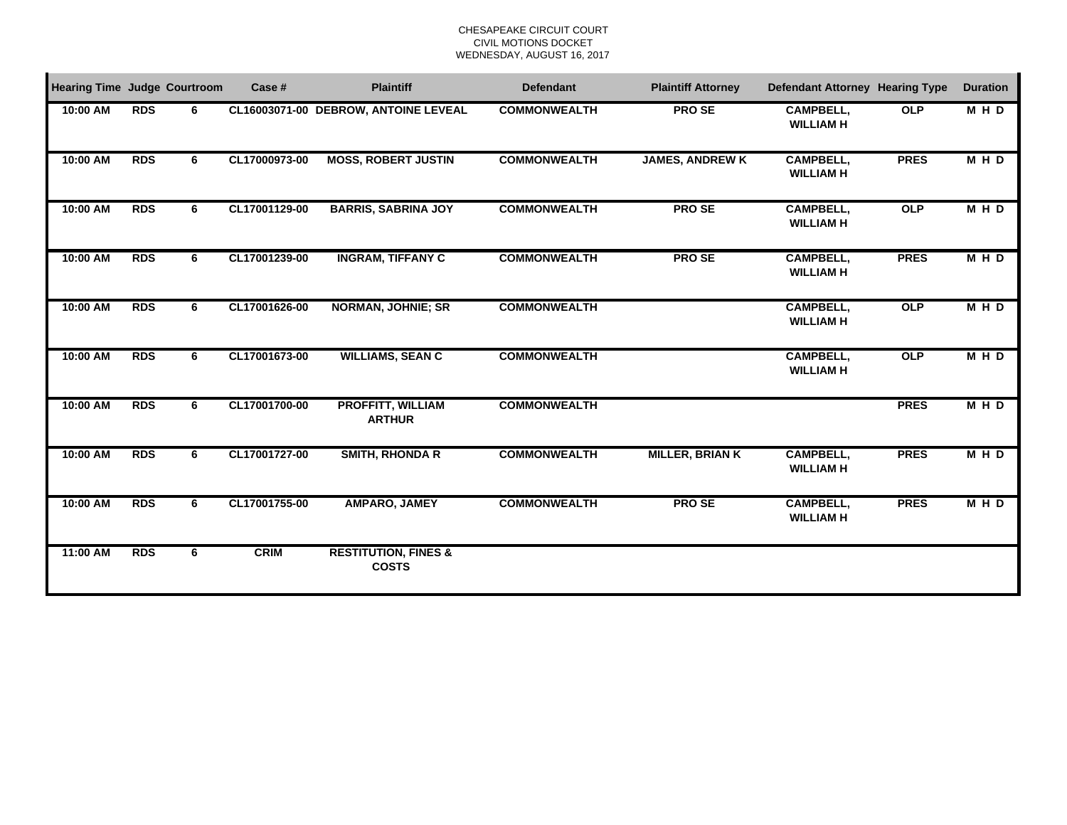CHESAPEAKE CIRCUIT COURT
CIVIL MOTIONS DOCKET
WEDNESDAY, AUGUST 16, 2017

| Hearing Time | Judge | Courtroom | Case # | Plaintiff | Defendant | Plaintiff Attorney | Defendant Attorney | Hearing Type | Duration |
|---|---|---|---|---|---|---|---|---|---|
| 10:00 AM | RDS | 6 | CL16003071-00 | DEBROW, ANTOINE LEVEAL | COMMONWEALTH | PRO SE | CAMPBELL, WILLIAM H | OLP | M H D |
| 10:00 AM | RDS | 6 | CL17000973-00 | MOSS, ROBERT JUSTIN | COMMONWEALTH | JAMES, ANDREW K | CAMPBELL, WILLIAM H | PRES | M H D |
| 10:00 AM | RDS | 6 | CL17001129-00 | BARRIS, SABRINA JOY | COMMONWEALTH | PRO SE | CAMPBELL, WILLIAM H | OLP | M H D |
| 10:00 AM | RDS | 6 | CL17001239-00 | INGRAM, TIFFANY C | COMMONWEALTH | PRO SE | CAMPBELL, WILLIAM H | PRES | M H D |
| 10:00 AM | RDS | 6 | CL17001626-00 | NORMAN, JOHNIE; SR | COMMONWEALTH | | CAMPBELL, WILLIAM H | OLP | M H D |
| 10:00 AM | RDS | 6 | CL17001673-00 | WILLIAMS, SEAN C | COMMONWEALTH | | CAMPBELL, WILLIAM H | OLP | M H D |
| 10:00 AM | RDS | 6 | CL17001700-00 | PROFFITT, WILLIAM ARTHUR | COMMONWEALTH | | | PRES | M H D |
| 10:00 AM | RDS | 6 | CL17001727-00 | SMITH, RHONDA R | COMMONWEALTH | MILLER, BRIAN K | CAMPBELL, WILLIAM H | PRES | M H D |
| 10:00 AM | RDS | 6 | CL17001755-00 | AMPARO, JAMEY | COMMONWEALTH | PRO SE | CAMPBELL, WILLIAM H | PRES | M H D |
| 11:00 AM | RDS | 6 | CRIM | RESTITUTION, FINES & COSTS | | | | | |